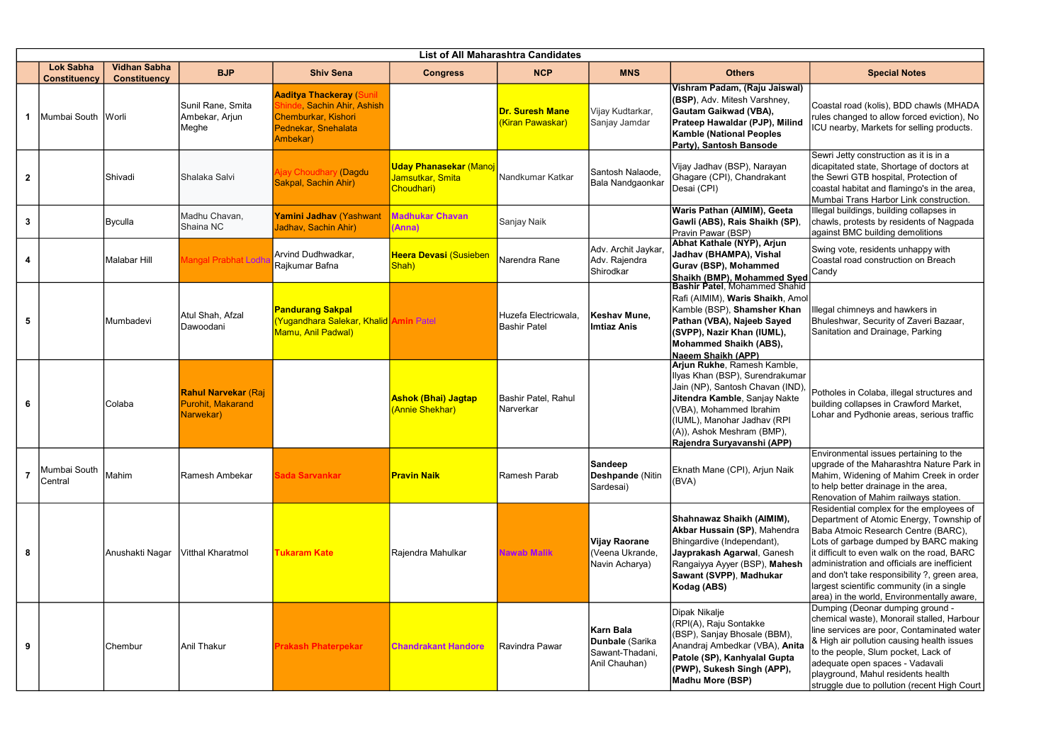| List of All Maharashtra Candidates | | | | | | | | | |
|---|---|---|---|---|---|---|---|---|---|
| | Lok Sabha Constituency | Vidhan Sabha Constituency | BJP | Shiv Sena | Congress | NCP | MNS | Others | Special Notes |
| 1 | Mumbai South | Worli | Sunil Rane, Smita Ambekar, Arjun Meghe | **Aaditya Thackeray** (Sunil Shinde, Sachin Ahir, Ashish Chemburkar, Kishori Pednekar, Snehalata Ambekar) | | **Dr. Suresh Mane** (Kiran Pawaskar) | Vijay Kudtarkar, Sanjay Jamdar | **Vishram Padam, (Raju Jaiswal) (BSP)**, Adv. Mitesh Varshney, **Gautam Gaikwad (VBA), Prateep Hawaldar (PJP), Milind Kamble (National Peoples Party), Santosh Bansode** | Coastal road (kolis), BDD chawls (MHADA rules changed to allow forced eviction), No ICU nearby, Markets for selling products. |
| 2 | | Shivadi | Shalaka Salvi | Ajay Choudhary (Dagdu Sakpal, Sachin Ahir) | **Uday Phanasekar** (Manoj Jamsutkar, Smita Choudhari) | Nandkumar Katkar | Santosh Nalaode, Bala Nandgaonkar | Vijay Jadhav (BSP), Narayan Ghagare (CPI), Chandrakant Desai (CPI) | Sewri Jetty construction as it is in a dicapitated state, Shortage of doctors at the Sewri GTB hospital, Protection of coastal habitat and flamingo's in the area, Mumbai Trans Harbor Link construction. |
| 3 | | Byculla | Madhu Chavan, Shaina NC | **Yamini Jadhav** (Yashwant Jadhav, Sachin Ahir) | **Madhukar Chavan (Anna)** | Sanjay Naik | | **Waris Pathan (AIMIM), Geeta Gawli (ABS), Rais Shaikh (SP)**, Pravin Pawar (BSP) | Illegal buildings, building collapses in chawls, protests by residents of Nagpada against BMC building demolitions |
| 4 | | Malabar Hill | Mangal Prabhat Lodha | Arvind Dudhwadkar, Rajkumar Bafna | **Heera Devasi** (Susieben Shah) | Narendra Rane | Adv. Archit Jaykar, Adv. Rajendra Shirodkar | **Abhat Kathale (NYP), Arjun Jadhav (BHAMPA), Vishal Gurav (BSP), Mohammed Shaikh (BMP), Mohammed Syed** | Swing vote, residents unhappy with Coastal road construction on Breach Candy |
| 5 | | Mumbadevi | Atul Shah, Afzal Dawoodani | **Pandurang Sakpal** (Yugandhara Salekar, Khalid Mamu, Anil Padwal) | Amin Patel | Huzefa Electricwala, Bashir Patel | **Keshav Mune, Imtiaz Anis** | **Bashir Patel**, Mohammed Shahid Rafi (AIMIM), **Waris Shaikh**, Amol Kamble (BSP), **Shamsher Khan Pathan (VBA), Najeeb Sayed (SVPP), Nazir Khan (IUML), Mohammed Shaikh (ABS), Naeem Shaikh (APP)** | Illegal chimneys and hawkers in Bhuleshwar, Security of Zaveri Bazaar, Sanitation and Drainage, Parking |
| 6 | | Colaba | **Rahul Narvekar** (Raj Purohit, Makarand Narwekar) | | **Ashok (Bhai) Jagtap** (Annie Shekhar) | Bashir Patel, Rahul Narverkar | | **Arjun Rukhe**, Ramesh Kamble, Ilyas Khan (BSP), Surendrakumar Jain (NP), Santosh Chavan (IND), **Jitendra Kamble**, Sanjay Nakte (VBA), Mohammed Ibrahim (IUML), Manohar Jadhav (RPI (A)), Ashok Meshram (BMP), **Rajendra Suryavanshi (APP)** | Potholes in Colaba, illegal structures and building collapses in Crawford Market, Lohar and Pydhonie areas, serious traffic |
| 7 | Mumbai South Central | Mahim | Ramesh Ambekar | **Sada Sarvankar** | **Pravin Naik** | Ramesh Parab | **Sandeep Deshpande** (Nitin Sardesai) | Eknath Mane (CPI), Arjun Naik (BVA) | Environmental issues pertaining to the upgrade of the Maharashtra Nature Park in Mahim, Widening of Mahim Creek in order to help better drainage in the area, Renovation of Mahim railways station. |
| 8 | | Anushakti Nagar | Vitthal Kharatmol | **Tukaram Kate** | Rajendra Mahulkar | **Nawab Malik** | **Vijay Raorane** (Veena Ukrande, Navin Acharya) | **Shahnawaz Shaikh (AIMIM), Akbar Hussain (SP)**, Mahendra Bhingardive (Independant), **Jayprakash Agarwal**, Ganesh Rangaiyya Ayyer (BSP), **Mahesh Sawant (SVPP), Madhukar Kodag (ABS)** | Residential complex for the employees of Department of Atomic Energy, Township of Baba Atmoic Research Centre (BARC), Lots of garbage dumped by BARC making it difficult to even walk on the road, BARC administration and officials are inefficient and don't take responsibility ?, green area, largest scientific community (in a single area) in the world, Environmentally aware, |
| 9 | | Chembur | Anil Thakur | **Prakash Phaterpekar** | **Chandrakant Handore** | Ravindra Pawar | **Karn Bala Dunbale** (Sarika Sawant-Thadani, Anil Chauhan) | Dipak Nikalje (RPI(A), Raju Sontakke (BSP), Sanjay Bhosale (BBM), Anandraj Ambedkar (VBA), **Anita Patole (SP), Kanhyalal Gupta (PWP), Sukesh Singh (APP), Madhu More (BSP)** | Dumping (Deonar dumping ground - chemical waste), Monorail stalled, Harbour line services are poor, Contaminated water & High air pollution causing health issues to the people, Slum pocket, Lack of adequate open spaces - Vadavali playground, Mahul residents health struggle due to pollution (recent High Court |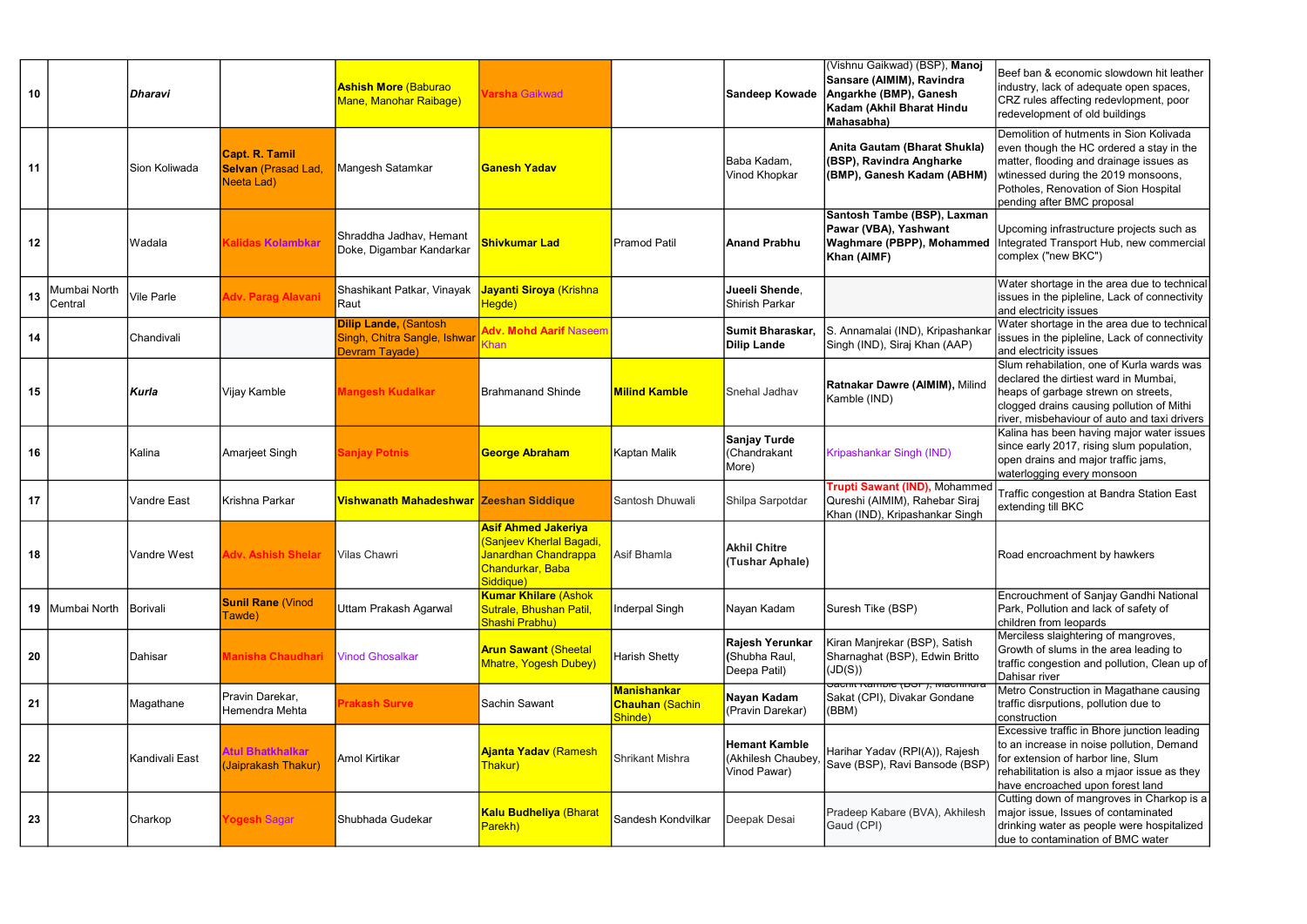| 10 | | ***Dharavi*** | | **Ashish More** (Baburao Mane, Manohar Raibage) | Varsha Gaikwad | | **Sandeep Kowade** | (Vishnu Gaikwad) (BSP), **Manoj Sansare (AIMIM), Ravindra Angarkhe (BMP), Ganesh Kadam (Akhil Bharat Hindu Mahasabha)** | Beef ban & economic slowdown hit leather industry, lack of adequate open spaces, CRZ rules affecting redevlopment, poor redevelopment of old buildings |
|---|---|---|---|---|---|---|---|---|---|
| 11 | | Sion Koliwada | **Capt. R. Tamil Selvan** (Prasad Lad, Neeta Lad) | Mangesh Satamkar | **Ganesh Yadav** | | Baba Kadam, Vinod Khopkar | **Anita Gautam (Bharat Shukla) (BSP), Ravindra Angharke (BMP), Ganesh Kadam (ABHM)** | Demolition of hutments in Sion Kolivada even though the HC ordered a stay in the matter, flooding and drainage issues as wtinessed during the 2019 monsoons, Potholes, Renovation of Sion Hospital pending after BMC proposal |
| 12 | | Wadala | **Kalidas Kolambkar** | Shraddha Jadhav, Hemant Doke, Digambar Kandarkar | **Shivkumar Lad** | Pramod Patil | **Anand Prabhu** | **Santosh Tambe (BSP), Laxman Pawar (VBA), Yashwant Waghmare (PBPP), Mohammed Khan (AIMF)** | Upcoming infrastructure projects such as Integrated Transport Hub, new commercial complex ("new BKC") |
| 13 | Mumbai North Central | Vile Parle | **Adv. Parag Alavani** | Shashikant Patkar, Vinayak Raut | **Jayanti Siroya** (Krishna Hegde) | | **Jueeli Shende**, Shirish Parkar | | Water shortage in the area due to technical issues in the pipleline, Lack of connectivity and electricity issues |
| 14 | | Chandivali | | **Dilip Lande**, (Santosh Singh, Chitra Sangle, Ishwar Devram Tayade) | **Adv. Mohd Aarif** Naseem Khan | | **Sumit Bharaskar, Dilip Lande** | S. Annamalai (IND), Kripashankar Singh (IND), Siraj Khan (AAP) | Water shortage in the area due to technical issues in the pipleline, Lack of connectivity and electricity issues |
| 15 | | ***Kurla*** | Vijay Kamble | **Mangesh Kudalkar** | Brahmanand Shinde | **Milind Kamble** | Snehal Jadhav | **Ratnakar Dawre (AIMIM),** Milind Kamble (IND) | Slum rehabilitation, one of Kurla wards was declared the dirtiest ward in Mumbai, heaps of garbage strewn on streets, clogged drains causing pollution of Mithi river, misbehaviour of auto and taxi drivers |
| 16 | | Kalina | Amarjeet Singh | **Sanjay Potnis** | **George Abraham** | Kaptan Malik | **Sanjay Turde** (Chandrakant More) | Kripashankar Singh (IND) | Kalina has been having major water issues since early 2017, rising slum population, open drains and major traffic jams, waterlogging every monsoon |
| 17 | | Vandre East | Krishna Parkar | **Vishwanath Mahadeshwar** | **Zeeshan Siddique** | Santosh Dhuwali | Shilpa Sarpotdar | **Trupti Sawant (IND),** Mohammed Qureshi (AIMIM), Rahebar Siraj Khan (IND), Kripashankar Singh | Traffic congestion at Bandra Station East extending till BKC |
| 18 | | Vandre West | **Adv. Ashish Shelar** | Vilas Chawri | **Asif Ahmed Jakeriya** (Sanjeev Kherlal Bagadi, Janardhan Chandrappa Chandurkar, Baba Siddique) | Asif Bhamla | **Akhil Chitre (Tushar Aphale)** | | Road encroachment by hawkers |
| 19 | Mumbai North | Borivali | **Sunil Rane** (Vinod Tawde) | Uttam Prakash Agarwal | **Kumar Khilare** (Ashok Sutrale, Bhushan Patil, Shashi Prabhu) | Inderpal Singh | Nayan Kadam | Suresh Tike (BSP) | Encrouchment of Sanjay Gandhi National Park, Pollution and lack of safety of children from leopards |
| 20 | | Dahisar | **Manisha Chaudhari** | Vinod Ghosalkar | **Arun Sawant** (Sheetal Mhatre, Yogesh Dubey) | Harish Shetty | **Rajesh Yerunkar** (Shubha Raul, Deepa Patil) | Kiran Manjrekar (BSP), Satish Sharnaghat (BSP), Edwin Britto (JD(S)) | Merciless slaightering of mangroves, Growth of slums in the area leading to traffic congestion and pollution, Clean up of Dahisar river |
| 21 | | Magathane | Pravin Darekar, Hemendra Mehta | **Prakash Surve** | Sachin Sawant | **Manishankar Chauhan** (Sachin Shinde) | **Nayan Kadam** (Pravin Darekar) | Sachin Kamble (BSP), Machindra Sakat (CPI), Divakar Gondane (BBM) | Metro Construction in Magathane causing traffic disrputions, pollution due to construction |
| 22 | | Kandivali East | **Atul Bhatkhalkar** (Jaiprakash Thakur) | Amol Kirtikar | **Ajanta Yadav** (Ramesh Thakur) | Shrikant Mishra | **Hemant Kamble** (Akhilesh Chaubey, Vinod Pawar) | Harihar Yadav (RPI(A)), Rajesh Save (BSP), Ravi Bansode (BSP) | Excessive traffic in Bhore junction leading to an increase in noise pollution, Demand for extension of harbor line, Slum rehabilitation is also a mjaor issue as they have encroached upon forest land |
| 23 | | Charkop | **Yogesh Sagar** | Shubhada Gudekar | **Kalu Budheliya** (Bharat Parekh) | Sandesh Kondvilkar | Deepak Desai | Pradeep Kabare (BVA), Akhilesh Gaud (CPI) | Cutting down of mangroves in Charkop is a major issue, Issues of contaminated drinking water as people were hospitalized due to contamination of BMC water |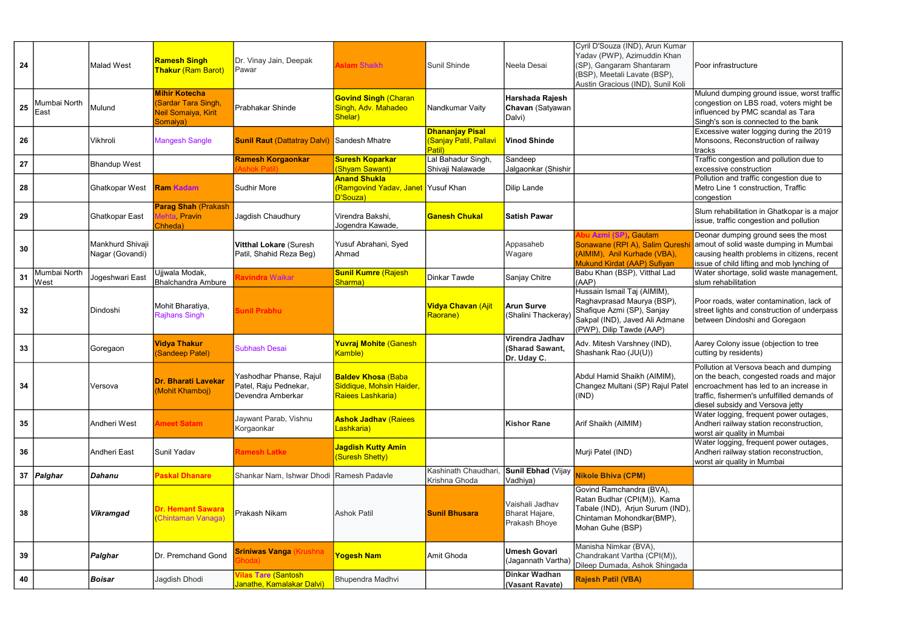| 24 | | Malad West | **Ramesh Singh Thakur** (Ram Barot) | Dr. Vinay Jain, Deepak Pawar | **Aslam** Shaikh | Sunil Shinde | Neela Desai | Cyril D'Souza (IND), Arun Kumar Yadav (PWP), Azimuddin Khan (SP), Gangaram Shantaram (BSP), Meetali Lavate (BSP), Austin Gracious (IND), Sunil Koli | Poor infrastructure |
|---|---|---|---|---|---|---|---|---|---|
| 25 | Mumbai North East | Mulund | **Mihir Kotecha** (Sardar Tara Singh, Neil Somaiya, Kirit Somaiya) | Prabhakar Shinde | **Govind Singh** (Charan Singh, Adv. Mahadeo Shelar) | Nandkumar Vaity | **Harshada Rajesh Chavan** (Satyawan Dalvi) | | Mulund dumping ground issue, worst traffic congestion on LBS road, voters might be influenced by PMC scandal as Tara Singh's son is connected to the bank |
| 26 | | Vikhroli | Mangesh Sangle | **Sunil Raut** (Dattatray Dalvi) | Sandesh Mhatre | **Dhananjay Pisal** (Sanjay Patil, Pallavi Patil) | **Vinod Shinde** | | Excessive water logging during the 2019 Monsoons, Reconstruction of railway tracks |
| 27 | | Bhandup West | | **Ramesh Korgaonkar** (Ashok Patil) | **Suresh Koparkar** (Shyam Sawant) | Lal Bahadur Singh, Shivaji Nalawade | Sandeep Jalgaonkar (Shishir | | Traffic congestion and pollution due to excessive construction |
| 28 | | Ghatkopar West | **Ram** Kadam | Sudhir More | **Anand Shukla** (Ramgovind Yadav, Janet D'Souza) | Yusuf Khan | Dilip Lande | | Pollution and traffic congestion due to Metro Line 1 construction, Traffic congestion |
| 29 | | Ghatkopar East | **Parag Shah** (Prakash Mehta, Pravin Chheda) | Jagdish Chaudhury | Virendra Bakshi, Jogendra Kawade, | **Ganesh Chukal** | **Satish Pawar** | | Slum rehabilitation in Ghatkopar is a major issue, traffic congestion and pollution |
| 30 | | Mankhurd Shivaji Nagar (Govandi) | | **Vitthal Lokare** (Suresh Patil, Shahid Reza Beg) | Yusuf Abrahani, Syed Ahmad | | Appasaheb Wagare | **Abu Azmi (SP)**, Gautam Sonawane (RPI A), Salim Qureshi (AIMIM), Anil Kurhade (VBA), Mukund Kirdat (AAP) Sufiyan | Deonar dumping ground sees the most amount of solid waste dumping in Mumbai causing health problems in citizens, recent issue of child lifting and mob lynching of |
| 31 | Mumbai North West | Jogeshwari East | Ujjwala Modak, Bhalchandra Ambure | **Ravindra** Waikar | **Sunil Kumre** (Rajesh Sharma) | Dinkar Tawde | Sanjay Chitre | Babu Khan (BSP), Vitthal Lad (AAP) | Water shortage, solid waste management, slum rehabilitation |
| 32 | | Dindoshi | Mohit Bharatiya, Rajhans Singh | **Sunil Prabhu** | | **Vidya Chavan** (Ajit Raorane) | **Arun Surve** (Shalini Thackeray) | Hussain Ismail Taj (AIMIM), Raghavprasad Maurya (BSP), Shafique Azmi (SP), Sanjay Sakpal (IND), Javed Ali Admane (PWP), Dilip Tawde (AAP) | Poor roads, water contamination, lack of street lights and construction of underpass between Dindoshi and Goregaon |
| 33 | | Goregaon | **Vidya Thakur** (Sandeep Patel) | Subhash Desai | **Yuvraj Mohite** (Ganesh Kamble) | | **Virendra Jadhav (Sharad Sawant, Dr. Uday C.** | Adv. Mitesh Varshney (IND), Shashank Rao (JU(U)) | Aarey Colony issue (objection to tree cutting by residents) |
| 34 | | Versova | **Dr. Bharati Lavekar** (Mohit Khamboj) | Yashodhar Phanse, Rajul Patel, Raju Pednekar, Devendra Amberkar | **Baldev Khosa** (Baba Siddique, Mohsin Haider, Raiees Lashkaria) | | | Abdul Hamid Shaikh (AIMIM), Changez Multani (SP) Rajul Patel (IND) | Pollution at Versova beach and dumping on the beach, congested roads and major encroachment has led to an increase in traffic, fishermen's unfulfilled demands of diesel subsidy and Versova jetty |
| 35 | | Andheri West | **Ameet Satam** | Jaywant Parab, Vishnu Korgaonkar | **Ashok Jadhav** (Raiees Lashkaria) | | **Kishor Rane** | Arif Shaikh (AIMIM) | Water logging, frequent power outages, Andheri railway station reconstruction, worst air quality in Mumbai |
| 36 | | Andheri East | Sunil Yadav | **Ramesh Latke** | **Jagdish Kutty Amin** (Suresh Shetty) | | | Murji Patel (IND) | Water logging, frequent power outages, Andheri railway station reconstruction, worst air quality in Mumbai |
| 37 | ***Palghar*** | ***Dahanu*** | **Paskal Dhanare** | Shankar Nam, Ishwar Dhodi | Ramesh Padavle | Kashinath Chaudhari, Krishna Ghoda | **Sunil Ebhad** (Vijay Vadhiya) | **Nikole Bhiva (CPM)** | |
| 38 | | ***Vikramgad*** | **Dr. Hemant Sawara** (Chintaman Vanaga) | Prakash Nikam | Ashok Patil | **Sunil Bhusara** | Vaishali Jadhav Bharat Hajare, Prakash Bhoye | Govind Ramchandra (BVA), Ratan Budhar (CPI(M)), Kama Tabale (IND), Arjun Surum (IND), Chintaman Mohondkar(BMP), Mohan Guhe (BSP) | |
| 39 | | ***Palghar*** | Dr. Premchand Gond | **Sriniwas Vanga** (Krushna Ghoda) | **Yogesh Nam** | Amit Ghoda | **Umesh Govari** (Jagannath Vartha) | Manisha Nimkar (BVA), Chandrakant Vartha (CPI(M)), Dileep Dumada, Ashok Shingada | |
| 40 | | ***Boisar*** | Jagdish Dhodi | **Vilas Tare** (Santosh Janathe, Kamalakar Dalvi) | Bhupendra Madhvi | | **Dinkar Wadhan (Vasant Ravate)** | **Rajesh Patil (VBA)** | |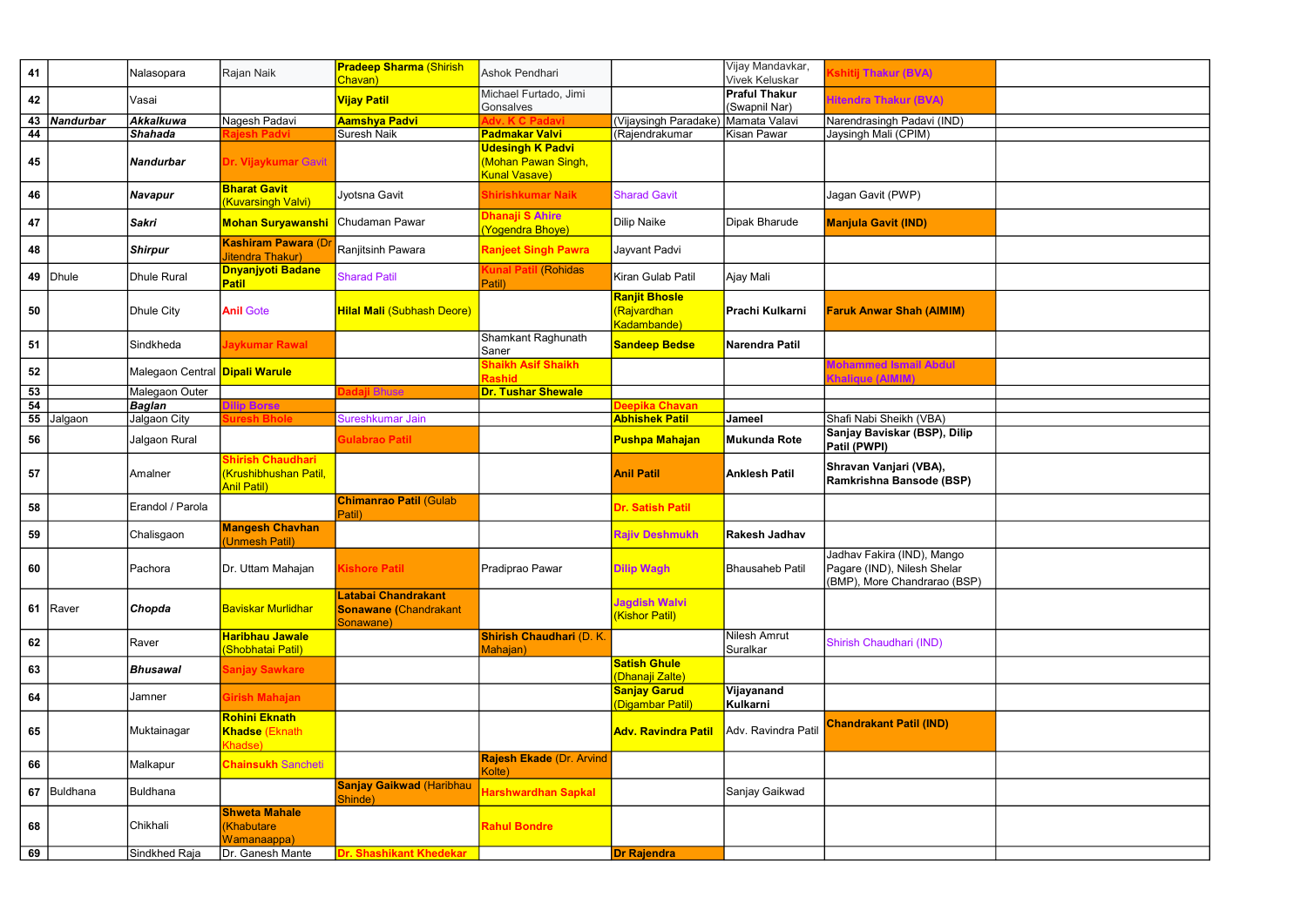| 41 | | Nalasopara | Rajan Naik | **Pradeep Sharma** (Shirish Chavan) | Ashok Pendhari | | Vijay Mandavkar, Vivek Keluskar | **Kshitij Thakur (BVA)** | |
|---|---|---|---|---|---|---|---|---|---|
| 42 | | Vasai | | **Vijay Patil** | Michael Furtado, Jimi Gonsalves | | **Praful Thakur** (Swapnil Nar) | **Hitendra Thakur (BVA)** | |
| 43 | ***Nandurbar*** | ***Akkalkuwa*** | Nagesh Padavi | **Aamshya Padvi** | **Adv. K C Padavi** | (Vijaysingh Paradake) | Mamata Valavi | Narendrasingh Padavi (IND) | |
| 44 | | ***Shahada*** | **Rajesh Padvi** | Suresh Naik | **Padmakar Valvi** | (Rajendrakumar | Kisan Pawar | Jaysingh Mali (CPIM) | |
| 45 | | ***Nandurbar*** | **Dr. Vijaykumar** Gavit | | **Udesingh K Padvi** (Mohan Pawan Singh, Kunal Vasave) | | | | |
| 46 | | ***Navapur*** | **Bharat Gavit** (Kuvarsingh Valvi) | Jyotsna Gavit | **Shirishkumar Naik** | Sharad Gavit | | Jagan Gavit (PWP) | |
| 47 | | ***Sakri*** | **Mohan Suryawanshi** | Chudaman Pawar | **Dhanaji S Ahire** (Yogendra Bhoye) | Dilip Naike | Dipak Bharude | **Manjula Gavit (IND)** | |
| 48 | | ***Shirpur*** | **Kashiram Pawara** (Dr Jitendra Thakur) | Ranjitsinh Pawara | **Ranjeet Singh Pawra** | Jayvant Padvi | | | |
| 49 | Dhule | Dhule Rural | **Dnyanjyoti Badane Patil** | Sharad Patil | **Kunal Patil** (Rohidas Patil) | Kiran Gulab Patil | Ajay Mali | | |
| 50 | | Dhule City | **Anil** Gote | **Hilal Mali** (Subhash Deore) | | **Ranjit Bhosle** (Rajvardhan Kadambande) | **Prachi Kulkarni** | **Faruk Anwar Shah (AIMIM)** | |
| 51 | | Sindkheda | **Jaykumar Rawal** | | Shamkant Raghunath Saner | **Sandeep Bedse** | **Narendra Patil** | | |
| 52 | | Malegaon Central | **Dipali Warule** | | **Shaikh Asif Shaikh Rashid** | | | **Mohammed Ismail Abdul Khalique (AIMIM)** | |
| 53 | | Malegaon Outer | | **Dadaji Bhuse** | **Dr. Tushar Shewale** | | | | |
| 54 | | ***Baglan*** | **Dilip Borse** | | | **Deepika Chavan** | | | |
| 55 | Jalgaon | Jalgaon City | **Suresh Bhole** | Sureshkumar Jain | | **Abhishek Patil** | **Jameel** | Shafi Nabi Sheikh (VBA) | |
| 56 | | Jalgaon Rural | | **Gulabrao Patil** | | **Pushpa Mahajan** | **Mukunda Rote** | **Sanjay Baviskar (BSP), Dilip Patil (PWPI)** | |
| 57 | | Amalner | **Shirish Chaudhari** (Krushibhushan Patil, Anil Patil) | | | **Anil Patil** | **Anklesh Patil** | **Shravan Vanjari (VBA), Ramkrishna Bansode (BSP)** | |
| 58 | | Erandol / Parola | | **Chimanrao Patil** (Gulab Patil) | | **Dr. Satish Patil** | | | |
| 59 | | Chalisgaon | **Mangesh Chavhan** (Unmesh Patil) | | | **Rajiv Deshmukh** | **Rakesh Jadhav** | | |
| 60 | | Pachora | Dr. Uttam Mahajan | **Kishore Patil** | Pradiprao Pawar | **Dilip Wagh** | Bhausaheb Patil | Jadhav Fakira (IND), Mango Pagare (IND), Nilesh Shelar (BMP), More Chandrarao (BSP) | |
| 61 | Raver | ***Chopda*** | Baviskar Murlidhar | **Latabai Chandrakant Sonawane** (Chandrakant Sonawane) | | **Jagdish Walvi** (Kishor Patil) | | | |
| 62 | | Raver | **Haribhau Jawale** (Shobhatai Patil) | | **Shirish Chaudhari** (D. K. Mahajan) | | Nilesh Amrut Suralkar | Shirish Chaudhari (IND) | |
| 63 | | ***Bhusawal*** | **Sanjay Sawkare** | | | **Satish Ghule** (Dhanaji Zalte) | | | |
| 64 | | Jamner | **Girish Mahajan** | | | **Sanjay Garud** (Digambar Patil) | **Vijayanand Kulkarni** | | |
| 65 | | Muktainagar | **Rohini Eknath Khadse** (Eknath Khadse) | | | **Adv. Ravindra Patil** | Adv. Ravindra Patil | **Chandrakant Patil (IND)** | |
| 66 | | Malkapur | **Chainsukh** Sancheti | | **Rajesh Ekade** (Dr. Arvind Kolte) | | | | |
| 67 | Buldhana | Buldhana | | **Sanjay Gaikwad** (Haribhau Shinde) | **Harshwardhan Sapkal** | | Sanjay Gaikwad | | |
| 68 | | Chikhali | **Shweta Mahale** (Khabutare Wamanaappa) | | **Rahul Bondre** | | | | |
| 69 | | Sindkhed Raja | Dr. Ganesh Mante | **Dr. Shashikant Khedekar** | | **Dr Rajendra** | | | |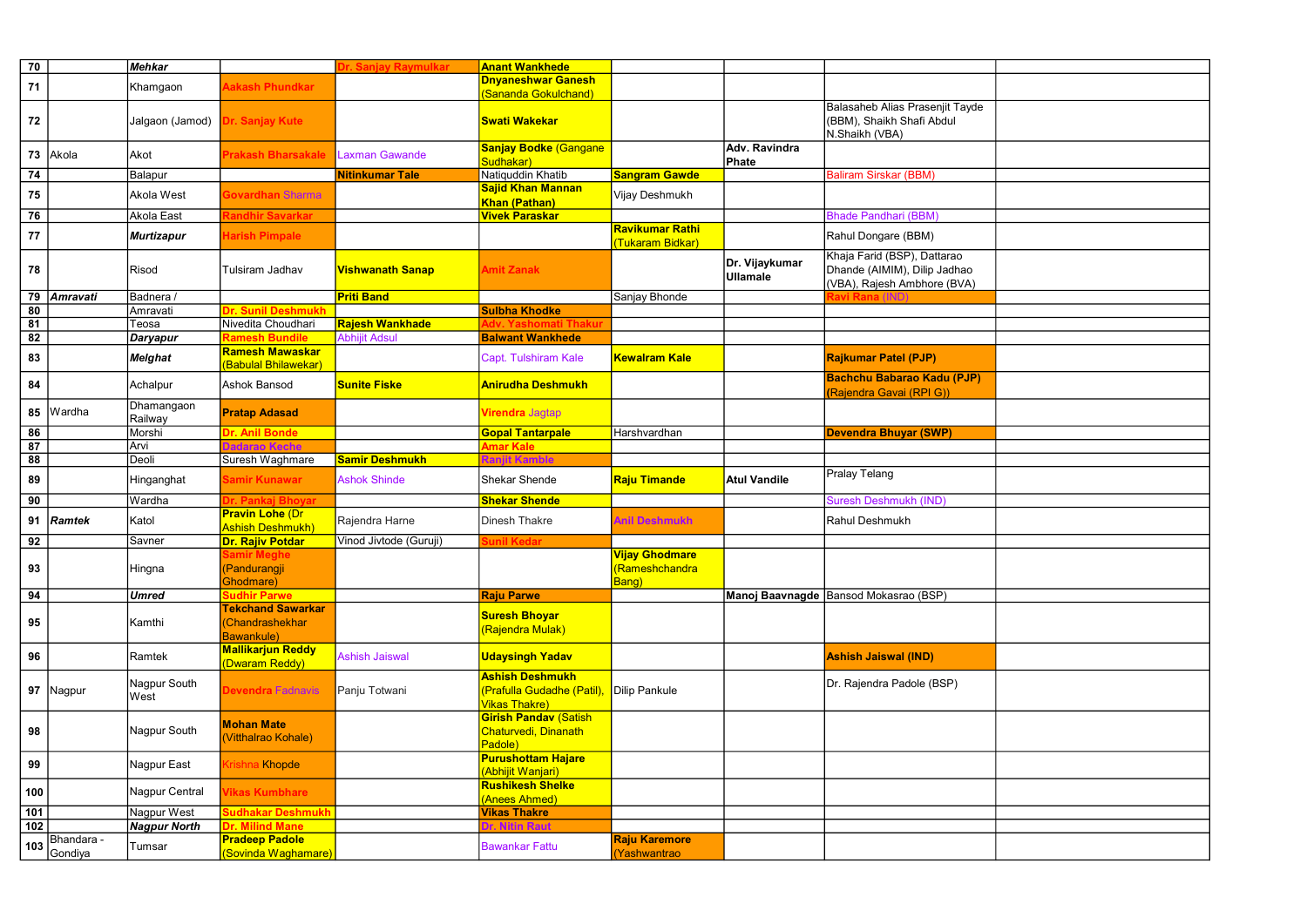| | | | | | | | | | |
|---|---|---|---|---|---|---|---|---|---|
| 70 | | *Mehkar* | | Dr. Sanjay Raymulkar | **Anant Wankhede** | | | | |
| 71 | | Khamgaon | **Aakash Phundkar** | | **Dnyaneshwar Ganesh** (Sananda Gokulchand) | | | | |
| 72 | | Jalgaon (Jamod) | **Dr. Sanjay Kute** | | **Swati Wakekar** | | | Balasaheb Alias Prasenjit Tayde (BBM), Shaikh Shafi Abdul N.Shaikh (VBA) | |
| 73 | Akola | Akot | **Prakash Bharsakale** | Laxman Gawande | **Sanjay Bodke** (Gangane Sudhakar) | | **Adv. Ravindra Phate** | | |
| 74 | | Balapur | | **Nitinkumar Tale** | Natiquddin Khatib | **Sangram Gawde** | | Baliram Sirskar (BBM) | |
| 75 | | Akola West | **Govardhan** Sharma | | **Sajid Khan Mannan Khan (Pathan)** | Vijay Deshmukh | | | |
| 76 | | Akola East | **Randhir Savarkar** | | **Vivek Paraskar** | | | Bhade Pandhari (BBM) | |
| 77 | | *Murtizapur* | **Harish Pimpale** | | | **Ravikumar Rathi** (Tukaram Bidkar) | | Rahul Dongare (BBM) | |
| 78 | | Risod | Tulsiram Jadhav | **Vishwanath Sanap** | **Amit Zanak** | | **Dr. Vijaykumar Ullamale** | Khaja Farid (BSP), Dattarao Dhande (AIMIM), Dilip Jadhao (VBA), Rajesh Ambhore (BVA) | |
| 79 | *Amravati* | Badnera / | | **Priti Band** | | Sanjay Bhonde | | **Ravi Rana** (IND) | |
| 80 | | Amravati | **Dr. Sunil Deshmukh** | | **Sulbha Khodke** | | | | |
| 81 | | Teosa | Nivedita Choudhari | **Rajesh Wankhade** | **Adv. Yashomati Thakur** | | | | |
| 82 | | *Daryapur* | **Ramesh Bundile** | Abhijit Adsul | **Balwant Wankhede** | | | | |
| 83 | | *Melghat* | **Ramesh Mawaskar** (Babulal Bhilawekar) | | Capt. Tulshiram Kale | **Kewalram Kale** | | **Rajkumar Patel (PJP)** | |
| 84 | | Achalpur | Ashok Bansod | **Sunite Fiske** | **Anirudha Deshmukh** | | | **Bachchu Babarao Kadu (PJP)** (Rajendra Gavai (RPI G)) | |
| 85 | Wardha | Dhamangaon Railway | **Pratap Adasad** | | **Virendra** Jagtap | | | | |
| 86 | | Morshi | **Dr. Anil Bonde** | | **Gopal Tantarpale** | Harshvardhan | | **Devendra Bhuyar (SWP)** | |
| 87 | | Arvi | **Dadarao Keche** | | **Amar Kale** | | | | |
| 88 | | Deoli | Suresh Waghmare | **Samir Deshmukh** | **Ranjit Kamble** | | | | |
| 89 | | Hinganghat | **Samir Kunawar** | Ashok Shinde | Shekar Shende | **Raju Timande** | **Atul Vandile** | Pralay Telang | |
| 90 | | Wardha | **Dr. Pankaj Bhoyar** | | **Shekar Shende** | | | Suresh Deshmukh (IND) | |
| 91 | *Ramtek* | Katol | **Pravin Lohe** (Dr Ashish Deshmukh) | Rajendra Harne | Dinesh Thakre | **Anil Deshmukh** | | Rahul Deshmukh | |
| 92 | | Savner | **Dr. Rajiv Potdar** | Vinod Jivtode (Guruji) | **Sunil Kedar** | | | | |
| 93 | | Hingna | **Samir Meghe** (Pandurangji Ghodmare) | | | **Vijay Ghodmare** (Rameshchandra Bang) | | | |
| 94 | | *Umred* | **Sudhir Parwe** | | **Raju Parwe** | | **Manoj Baavnagde** | Bansod Mokasrao (BSP) | |
| 95 | | Kamthi | **Tekchand Sawarkar** (Chandrashekhar Bawankule) | | **Suresh Bhoyar** (Rajendra Mulak) | | | | |
| 96 | | Ramtek | **Mallikarjun Reddy** (Dwaram Reddy) | Ashish Jaiswal | **Udaysingh Yadav** | | | **Ashish Jaiswal (IND)** | |
| 97 | Nagpur | Nagpur South West | **Devendra** Fadnavis | Panju Totwani | **Ashish Deshmukh** (Prafulla Gudadhe (Patil), Vikas Thakre) | Dilip Pankule | | Dr. Rajendra Padole (BSP) | |
| 98 | | Nagpur South | **Mohan Mate** (Vitthalrao Kohale) | | **Girish Pandav** (Satish Chaturvedi, Dinanath Padole) | | | | |
| 99 | | Nagpur East | Krishna Khopde | | **Purushottam Hajare** (Abhijit Wanjari) | | | | |
| 100 | | Nagpur Central | **Vikas Kumbhare** | | **Rushikesh Shelke** (Anees Ahmed) | | | | |
| 101 | | Nagpur West | **Sudhakar Deshmukh** | | **Vikas Thakre** | | | | |
| 102 | | *Nagpur North* | **Dr. Milind Mane** | | **Dr. Nitin Raut** | | | | |
| 103 | Bhandara - Gondiya | Tumsar | **Pradeep Padole** (Sovinda Waghamare) | | Bawankar Fattu | **Raju Karemore** (Yashwantrao | | | |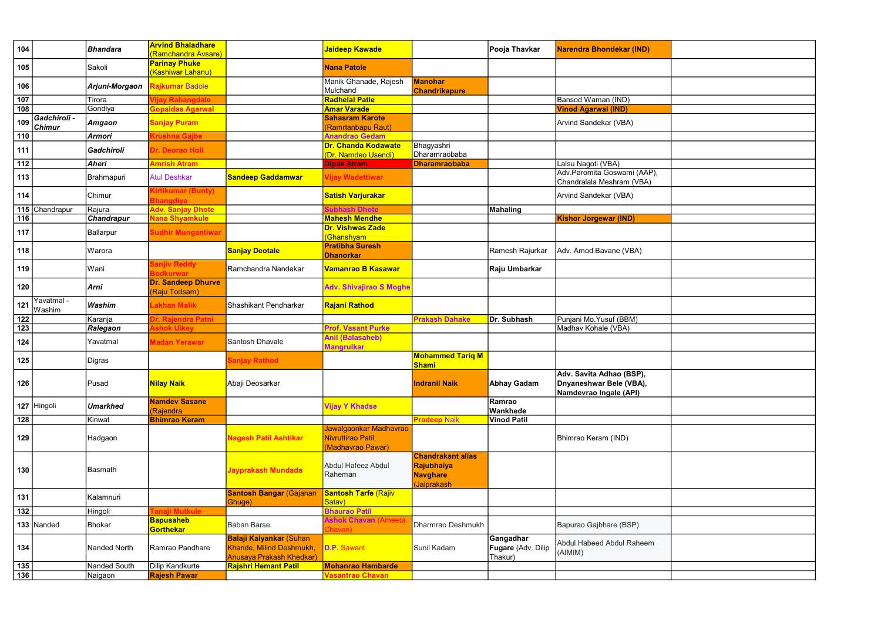| | | | | | | | | | |
|---|---|---|---|---|---|---|---|---|---|
| 104 | | *Bhandara* | Arvind Bhaladhare (Ramchandra Avsare) | | Jaideep Kawade | | Pooja Thavkar | Narendra Bhondekar (IND) | |
| 105 | | Sakoli | Parinay Phuke (Kashiwar Lahanu) | | Nana Patole | | | | |
| 106 | | *Arjuni-Morgaon* | Rajkumar Badole | | Manik Ghanade, Rajesh Mulchand | Manohar Chandrikapure | | | |
| 107 | | Tirora | Vijay Rahangdale | | Radhelal Patle | | | Bansod Waman (IND) | |
| 108 | | Gondiya | Gopaldas Agarwal | | Amar Varade | | | Vinod Agarwal (IND) | |
| 109 | Gadchiroli - Chimur | *Amgaon* | Sanjay Puram | | Sahasram Karote (Ramrtanbapu Raut) | | | Arvind Sandekar (VBA) | |
| 110 | | *Armori* | Krushna Gajbe | | Anandrao Gedam | | | | |
| 111 | | *Gadchiroli* | Dr. Deorao Holi | | Dr. Chanda Kodawate (Dr. Namdeo Usendi) | Bhagyashri Dharamraobaba | | | |
| 112 | | *Aheri* | Amrish Atram | | Dipak Atram | Dharamraobaba | | Lalsu Nagoti (VBA) | |
| 113 | | Brahmapuri | Atul Deshkar | Sandeep Gaddamwar | Vijay Wadettiwar | | | Adv.Paromita Goswami (AAP), Chandralala Meshram (VBA) | |
| 114 | | Chimur | Kirtikumar (Bunty) Bhangdiya | | Satish Varjurakar | | | Arvind Sandekar (VBA) | |
| 115 | Chandrapur | Rajura | Adv. Sanjay Dhote | | Subhash Dhote | | Mahaling | | |
| 116 | | *Chandrapur* | Nana Shyamkule | | Mahesh Mendhe | | | Kishor Jorgewar (IND) | |
| 117 | | Ballarpur | Sudhir Mungantiwar | | Dr. Vishwas Zade (Ghanshyam | | | | |
| 118 | | Warora | | Sanjay Deotale | Pratibha Suresh Dhanorkar | | Ramesh Rajurkar | Adv. Amod Bavane (VBA) | |
| 119 | | Wani | Sanjiv Reddy Bodkurwar | Ramchandra Nandekar | Vamanrao B Kasawar | | Raju Umbarkar | | |
| 120 | | *Arni* | Dr. Sandeep Dhurve (Raju Todsam) | | Adv. Shivajirao S Moghe | | | | |
| 121 | Yavatmal - Washim | *Washim* | Lakhan Malik | Shashikant Pendharkar | Rajani Rathod | | | | |
| 122 | | Karanja | Dr. Rajendra Patni | | | Prakash Dahake | Dr. Subhash | Punjani Mo.Yusuf (BBM) | |
| 123 | | *Ralegaon* | Ashok Uikey | | Prof. Vasant Purke | | | Madhav Kohale (VBA) | |
| 124 | | Yavatmal | Madan Yerawar | Santosh Dhavale | Anil (Balasaheb) Mangrulkar | | | | |
| 125 | | Digras | | Sanjay Rathod | | Mohammed Tariq M Shami | | | |
| 126 | | Pusad | Nilay Naik | Abaji Deosarkar | | Indranil Naik | Abhay Gadam | Adv. Savita Adhao (BSP), Dnyaneshwar Bele (VBA), Namdevrao Ingale (API) | |
| 127 | Hingoli | *Umarkhed* | Namdev Sasane (Rajendra | | Vijay Y Khadse | | Ramrao Wankhede | | |
| 128 | | Kinwat | Bhimrao Keram | | | Pradeep Naik | Vinod Patil | | |
| 129 | | Hadgaon | | Nagesh Patil Ashtikar | Jawalgaonkar Madhavrao Nivruttirao Patil, (Madhavrao Pawar) | | | Bhimrao Keram (IND) | |
| 130 | | Basmath | | Jayprakash Mundada | Abdul Hafeez Abdul Raheman | Chandrakant alias Rajubhaiya Navghare (Jaiprakash | | | |
| 131 | | Kalamnuri | | Santosh Bangar (Gajanan Ghuge) | Santosh Tarfe (Rajiv Satav) | | | | |
| 132 | | Hingoli | Tanaji Mutkule | | Bhaurao Patil | | | | |
| 133 | Nanded | Bhokar | Bapusaheb Gorthekar | Baban Barse | Ashok Chavan (Ameeta Chavan) | Dharmrao Deshmukh | | Bapurao Gajbhare (BSP) | |
| 134 | | Nanded North | Ramrao Pandhare | Balaji Kalyankar (Suhan Khande, Milind Deshmukh, Anusaya Prakash Khedkar) | D.P. Sawant | Sunil Kadam | Gangadhar Fugare (Adv. Dilip Thakur) | Abdul Habeed Abdul Raheem (AIMIM) | |
| 135 | | Nanded South | Dilip Kandkurte | Rajshri Hemant Patil | Mohanrao Hambarde | | | | |
| 136 | | Naigaon | Rajesh Pawar | | Vasantrao Chavan | | | | |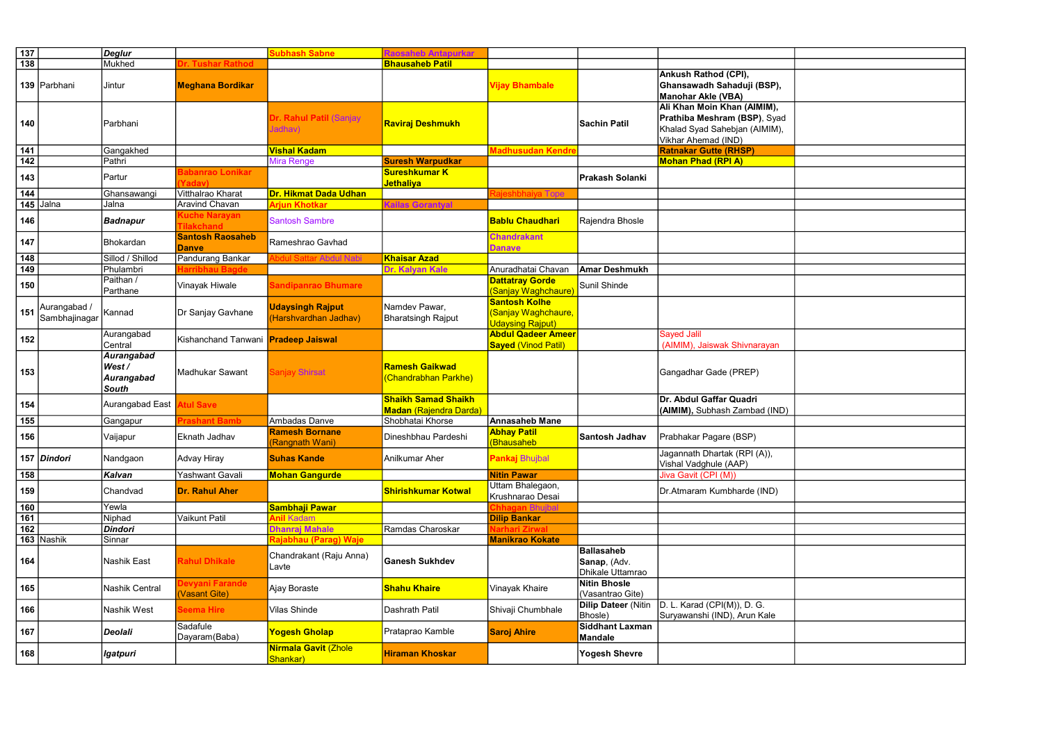| 137 | | Deglur | | Subhash Sabne | Raosaheb Antapurkar | | | | |
|---|---|---|---|---|---|---|---|---|---|
| 138 | | Mukhed | Dr. Tushar Rathod | | Bhausaheb Patil | | | | |
| 139 | Parbhani | Jintur | Meghana Bordikar | | | Vijay Bhambale | | Ankush Rathod (CPI), Ghansawadh Sahaduji (BSP), Manohar Akle (VBA) | |
| 140 | | Parbhani | | Dr. Rahul Patil (Sanjay Jadhav) | Raviraj Deshmukh | | Sachin Patil | Ali Khan Moin Khan (AIMIM), Prathiba Meshram (BSP), Syad Khalad Syad Sahebjan (AIMIM), Vikhar Ahemad (IND) | |
| 141 | | Gangakhed | | Vishal Kadam | | Madhusudan Kendre | | Ratnakar Gutte (RHSP) | |
| 142 | | Pathri | | Mira Renge | Suresh Warpudkar | | | Mohan Phad (RPI A) | |
| 143 | | Partur | Babanrao Lonikar (Yadav) | | Sureshkumar K Jethaliya | | Prakash Solanki | | |
| 144 | | Ghansawangi | Vitthalrao Kharat | Dr. Hikmat Dada Udhan | | Rajeshbhaiya Tope | | | |
| 145 | Jalna | Jalna | Aravind Chavan | Arjun Khotkar | Kailas Gorantyal | | | | |
| 146 | | Badnapur | Kuche Narayan Tilakchand | Santosh Sambre | | Bablu Chaudhari | Rajendra Bhosle | | |
| 147 | | Bhokardan | Santosh Raosaheb Danve | Rameshrao Gavhad | | Chandrakant Danave | | | |
| 148 | | Sillod / Shillod | Pandurang Bankar | Abdul Sattar Abdul Nabi | Khaisar Azad | | | | |
| 149 | | Phulambri | Harribhau Bagde | | Dr. Kalyan Kale | Anuradhatai Chavan | Amar Deshmukh | | |
| 150 | | Paithan / Parthane | Vinayak Hiwale | Sandipanrao Bhumare | | Dattatray Gorde (Sanjay Waghchaure) | Sunil Shinde | | |
| 151 | Aurangabad / Sambhajinagar | Kannad | Dr Sanjay Gavhane | Udaysingh Rajput (Harshvardhan Jadhav) | Namdev Pawar, Bharatsingh Rajput | Santosh Kolhe (Sanjay Waghchaure, Udaysing Rajput) | | | |
| 152 | | Aurangabad Central | Kishanchand Tanwani | Pradeep Jaiswal | | Abdul Qadeer Ameer Sayed (Vinod Patil) | | Sayed Jalil (AIMIM), Jaiswak Shivnarayan | |
| 153 | | Aurangabad West / Aurangabad South | Madhukar Sawant | Sanjay Shirsat | Ramesh Gaikwad (Chandrabhan Parkhe) | | | Gangadhar Gade (PREP) | |
| 154 | | Aurangabad East | Atul Save | | Shaikh Samad Shaikh Madan (Rajendra Darda) | | | Dr. Abdul Gaffar Quadri (AIMIM), Subhash Zambad (IND) | |
| 155 | | Gangapur | Prashant Bamb | Ambadas Danve | Shobhatai Khorse | Annasaheb Mane | | | |
| 156 | | Vaijapur | Eknath Jadhav | Ramesh Bornane (Rangnath Wani) | Dineshbhau Pardeshi | Abhay Patil (Bhausaheb | Santosh Jadhav | Prabhakar Pagare (BSP) | |
| 157 | Dindori | Nandgaon | Advay Hiray | Suhas Kande | Anilkumar Aher | Pankaj Bhujbal | | Jagannath Dhartak (RPI (A)), Vishal Vadghule (AAP) | |
| 158 | | Kalvan | Yashwant Gavali | Mohan Gangurde | | Nitin Pawar | | Jiva Gavit (CPI (M)) | |
| 159 | | Chandvad | Dr. Rahul Aher | | Shirishkumar Kotwal | Uttam Bhalegaon, Krushnarao Desai | | Dr.Atmaram Kumbharde (IND) | |
| 160 | | Yewla | | Sambhaji Pawar | | Chhagan Bhujbal | | | |
| 161 | | Niphad | Vaikunt Patil | Anil Kadam | | Dilip Bankar | | | |
| 162 | | Dindori | | Dhanraj Mahale | Ramdas Charoskar | Narhari Zirwal | | | |
| 163 | Nashik | Sinnar | | Rajabhau (Parag) Waje | | Manikrao Kokate | | | |
| 164 | | Nashik East | Rahul Dhikale | Chandrakant (Raju Anna) Lavte | Ganesh Sukhdev | | Ballasaheb Sanap, (Adv. Dhikale Uttamrao | | |
| 165 | | Nashik Central | Devyani Farande (Vasant Gite) | Ajay Boraste | Shahu Khaire | Vinayak Khaire | Nitin Bhosle (Vasantrao Gite) | | |
| 166 | | Nashik West | Seema Hire | Vilas Shinde | Dashrath Patil | Shivaji Chumbhale | Dilip Dateer (Nitin Bhosle) | D. L. Karad (CPI(M)), D. G. Suryawanshi (IND), Arun Kale | |
| 167 | | Deolali | Sadafule Dayaram(Baba) | Yogesh Gholap | Prataprao Kamble | Saroj Ahire | Siddhant Laxman Mandale | | |
| 168 | | Igatpuri | | Nirmala Gavit (Zhole Shankar) | Hiraman Khoskar | | Yogesh Shevre | | |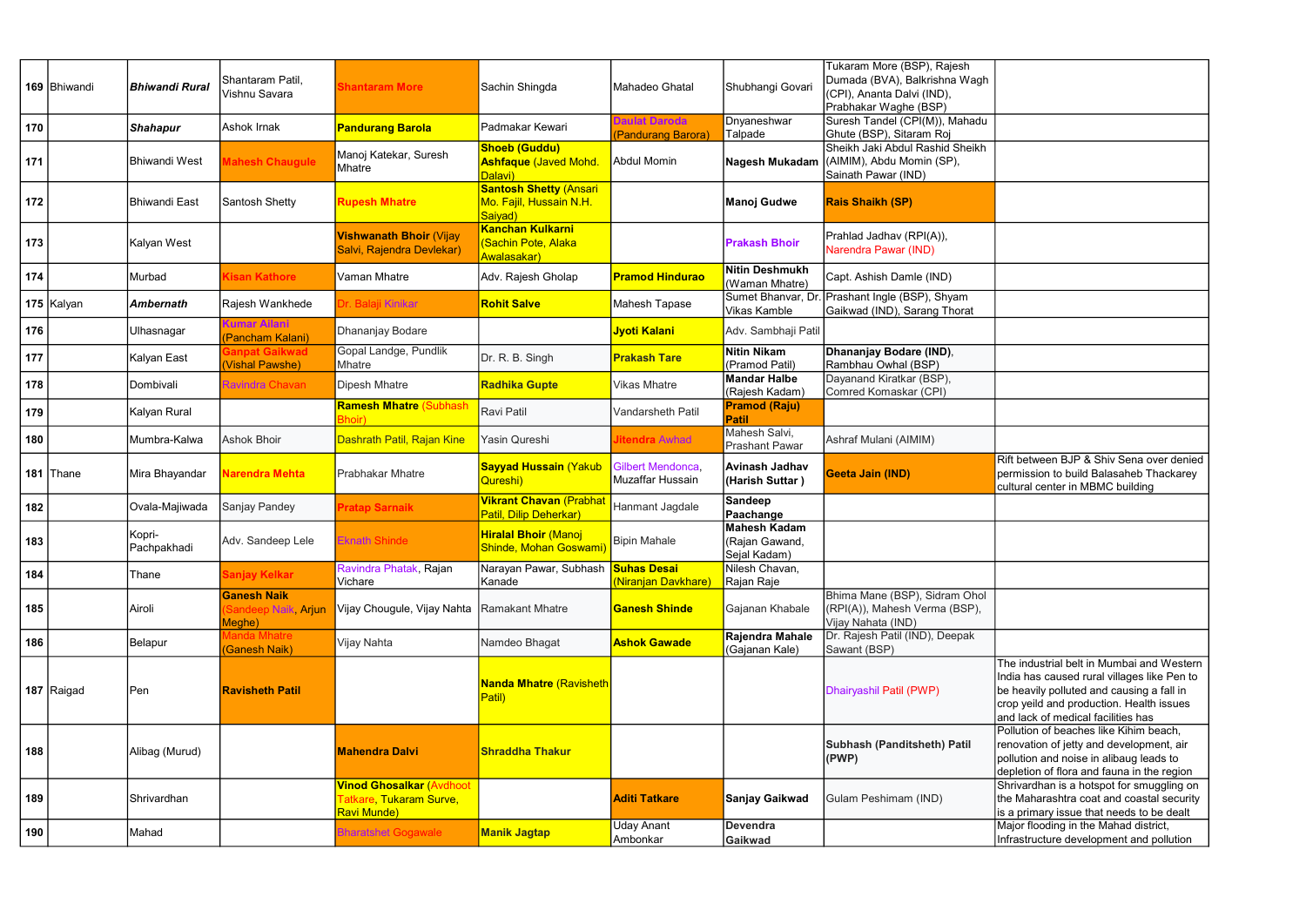| | | | | | | | | | |
|---|---|---|---|---|---|---|---|---|---|
| **169** | Bhiwandi | ***Bhiwandi Rural*** | Shantaram Patil, Vishnu Savara | **Shantaram More** | Sachin Shingda | Mahadeo Ghatal | Shubhangi Govari | Tukaram More (BSP), Rajesh Dumada (BVA), Balkrishna Wagh (CPI), Ananta Dalvi (IND), Prabhakar Waghe (BSP) | |
| **170** | | ***Shahapur*** | Ashok Irnak | **Pandurang Barola** | Padmakar Kewari | **Daulat Daroda** (Pandurang Barora) | Dnyaneshwar Talpade | Suresh Tandel (CPI(M)), Mahadu Ghute (BSP), Sitaram Roj | |
| **171** | | Bhiwandi West | **Mahesh Chaugule** | Manoj Katekar, Suresh Mhatre | **Shoeb (Guddu) Ashfaque** (Javed Mohd. Dalavi) | Abdul Momin | **Nagesh Mukadam** | Sheikh Jaki Abdul Rashid Sheikh (AIMIM), Abdu Momin (SP), Sainath Pawar (IND) | |
| **172** | | Bhiwandi East | Santosh Shetty | **Rupesh Mhatre** | **Santosh Shetty** (Ansari Mo. Fajil, Hussain N.H. Saiyad) | | **Manoj Gudwe** | **Rais Shaikh (SP)** | |
| **173** | | Kalyan West | | **Vishwanath Bhoir** (Vijay Salvi, Rajendra Devlekar) | **Kanchan Kulkarni** (Sachin Pote, Alaka Awalasakar) | | **Prakash Bhoir** | Prahlad Jadhav (RPI(A)), Narendra Pawar (IND) | |
| **174** | | Murbad | **Kisan Kathore** | Vaman Mhatre | Adv. Rajesh Gholap | **Pramod Hindurao** | **Nitin Deshmukh** (Waman Mhatre) | Capt. Ashish Damle (IND) | |
| **175** | Kalyan | ***Ambernath*** | Rajesh Wankhede | Dr. Balaji Kinikar | **Rohit Salve** | Mahesh Tapase | Sumet Bhanvar, Dr. Vikas Kamble | Prashant Ingle (BSP), Shyam Gaikwad (IND), Sarang Thorat | |
| **176** | | Ulhasnagar | **Kumar Ailani** (Pancham Kalani) | Dhananjay Bodare | | **Jyoti Kalani** | Adv. Sambhaji Patil | | |
| **177** | | Kalyan East | **Ganpat Gaikwad** (Vishal Pawshe) | Gopal Landge, Pundlik Mhatre | Dr. R. B. Singh | **Prakash Tare** | **Nitin Nikam** (Pramod Patil) | **Dhananjay Bodare (IND)**, Rambhau Owhal (BSP) | |
| **178** | | Dombivali | Ravindra Chavan | Dipesh Mhatre | **Radhika Gupte** | Vikas Mhatre | **Mandar Halbe** (Rajesh Kadam) | Dayanand Kiratkar (BSP), Comred Komaskar (CPI) | |
| **179** | | Kalyan Rural | | **Ramesh Mhatre** (Subhash Bhoir) | Ravi Patil | Vandarsheth Patil | **Pramod (Raju) Patil** | | |
| **180** | | Mumbra-Kalwa | Ashok Bhoir | Dashrath Patil, Rajan Kine | Yasin Qureshi | **Jitendra Awhad** | Mahesh Salvi, Prashant Pawar | Ashraf Mulani (AIMIM) | |
| **181** | Thane | Mira Bhayandar | **Narendra Mehta** | Prabhakar Mhatre | **Sayyad Hussain** (Yakub Qureshi) | Gilbert Mendonca, Muzaffar Hussain | **Avinash Jadhav (Harish Suttar )** | **Geeta Jain (IND)** | Rift between BJP & Shiv Sena over denied permission to build Balasaheb Thackarey cultural center in MBMC building |
| **182** | | Ovala-Majiwada | Sanjay Pandey | **Pratap Sarnaik** | **Vikrant Chavan** (Prabhat Patil, Dilip Deherkar) | Hanmant Jagdale | **Sandeep Paachange** | | |
| **183** | | Kopri-Pachpakhadi | Adv. Sandeep Lele | Eknath Shinde | **Hiralal Bhoir** (Manoj Shinde, Mohan Goswami) | Bipin Mahale | **Mahesh Kadam** (Rajan Gawand, Sejal Kadam) | | |
| **184** | | Thane | **Sanjay Kelkar** | Ravindra Phatak, Rajan Vichare | Narayan Pawar, Subhash Kanade | **Suhas Desai** (Niranjan Davkhare) | Nilesh Chavan, Rajan Raje | | |
| **185** | | Airoli | **Ganesh Naik** (Sandeep Naik, Arjun Meghe) | Vijay Chougule, Vijay Nahta | Ramakant Mhatre | **Ganesh Shinde** | Gajanan Khabale | Bhima Mane (BSP), Sidram Ohol (RPI(A)), Mahesh Verma (BSP), Vijay Nahata (IND) | |
| **186** | | Belapur | Manda Mhatre (Ganesh Naik) | Vijay Nahta | Namdeo Bhagat | **Ashok Gawade** | **Rajendra Mahale** (Gajanan Kale) | Dr. Rajesh Patil (IND), Deepak Sawant (BSP) | |
| **187** | Raigad | Pen | **Ravisheth Patil** | | **Nanda Mhatre** (Ravisheth Patil) | | | Dhairyashil Patil (PWP) | The industrial belt in Mumbai and Western India has caused rural villages like Pen to be heavily polluted and causing a fall in crop yeild and production. Health issues and lack of medical facilities has |
| **188** | | Alibag (Murud) | | **Mahendra Dalvi** | **Shraddha Thakur** | | | **Subhash (Panditsheth) Patil (PWP)** | Pollution of beaches like Kihim beach, renovation of jetty and development, air pollution and noise in alibaug leads to depletion of flora and fauna in the region |
| **189** | | Shrivardhan | | **Vinod Ghosalkar** (Avdhoot Tatkare, Tukaram Surve, Ravi Munde) | | **Aditi Tatkare** | **Sanjay Gaikwad** | Gulam Peshimam (IND) | Shrivardhan is a hotspot for smuggling on the Maharashtra coat and coastal security is a primary issue that needs to be dealt |
| **190** | | Mahad | | Bharatshet Gogawale | **Manik Jagtap** | Uday Anant Ambonkar | **Devendra Gaikwad** | | Major flooding in the Mahad district, Infrastructure development and pollution |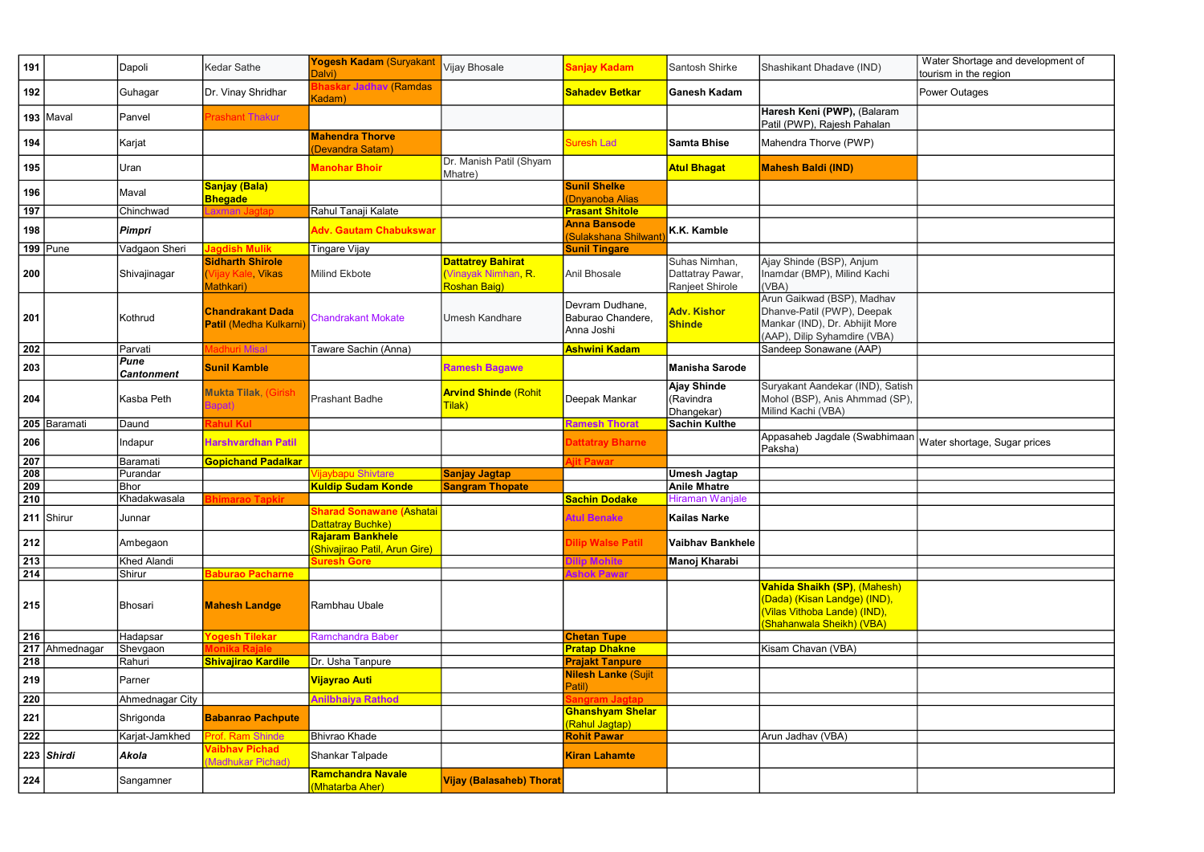| 191 | | Dapoli | Kedar Sathe | **Yogesh Kadam** (Suryakant Dalvi) | Vijay Bhosale | **Sanjay Kadam** | Santosh Shirke | Shashikant Dhadave (IND) | Water Shortage and development of tourism in the region |
|---|---|---|---|---|---|---|---|---|---|
| 192 | | Guhagar | Dr. Vinay Shridhar | **Bhaskar Jadhav** (Ramdas Kadam) | | **Sahadev Betkar** | **Ganesh Kadam** | | Power Outages |
| 193 | Maval | Panvel | Prashant Thakur | | | | | **Haresh Keni (PWP),** (Balaram Patil (PWP), Rajesh Pahalan | |
| 194 | | Karjat | | **Mahendra Thorve** (Devandra Satam) | | Suresh Lad | **Samta Bhise** | Mahendra Thorve (PWP) | |
| 195 | | Uran | | **Manohar Bhoir** | Dr. Manish Patil (Shyam Mhatre) | | **Atul Bhagat** | **Mahesh Baldi (IND)** | |
| 196 | | Maval | **Sanjay (Bala) Bhegade** | | | **Sunil Shelke** (Dnyanoba Alias | | | |
| 197 | | Chinchwad | Laxman Jagtap | Rahul Tanaji Kalate | | **Prasant Shitole** | | | |
| 198 | | ***Pimpri*** | | **Adv. Gautam Chabukswar** | | **Anna Bansode** (Sulakshana Shilwant) | **K.K. Kamble** | | |
| 199 | Pune | Vadgaon Sheri | **Jagdish Mulik** | Tingare Vijay | | **Sunil Tingare** | | | |
| 200 | | Shivajinagar | **Sidharth Shirole** (Vijay Kale, Vikas Mathkari) | Milind Ekbote | **Dattatrey Bahirat** (Vinayak Nimhan, R. Roshan Baig) | Anil Bhosale | Suhas Nimhan, Dattatray Pawar, Ranjeet Shirole | Ajay Shinde (BSP), Anjum Inamdar (BMP), Milind Kachi (VBA) | |
| 201 | | Kothrud | **Chandrakant Dada Patil** (Medha Kulkarni) | Chandrakant Mokate | Umesh Kandhare | Devram Dudhane, Baburao Chandere, Anna Joshi | **Adv. Kishor Shinde** | Arun Gaikwad (BSP), Madhav Dhanve-Patil (PWP), Deepak Mankar (IND), Dr. Abhijit More (AAP), Dilip Syhamdire (VBA) | |
| 202 | | Parvati | Madhuri Misal | Taware Sachin (Anna) | | **Ashwini Kadam** | | Sandeep Sonawane (AAP) | |
| 203 | | ***Pune Cantonment*** | **Sunil Kamble** | | **Ramesh Bagawe** | | **Manisha Sarode** | | |
| 204 | | Kasba Peth | **Mukta Tilak**, (Girish Bapat) | Prashant Badhe | **Arvind Shinde** (Rohit Tilak) | Deepak Mankar | **Ajay Shinde** (Ravindra Dhangekar) | Suryakant Aandekar (IND), Satish Mohol (BSP), Anis Ahmmad (SP), Milind Kachi (VBA) | |
| 205 | Baramati | Daund | **Rahul Kul** | | | **Ramesh Thorat** | **Sachin Kulthe** | | |
| 206 | | Indapur | **Harshvardhan Patil** | | | **Dattatray Bharne** | | Appasaheb Jagdale (Swabhimaan Paksha) | Water shortage, Sugar prices |
| 207 | | Baramati | **Gopichand Padalkar** | | | **Ajit Pawar** | | | |
| 208 | | Purandar | | Vijaybapu Shivtare | **Sanjay Jagtap** | | **Umesh Jagtap** | | |
| 209 | | Bhor | | **Kuldip Sudam Konde** | **Sangram Thopate** | | **Anile Mhatre** | | |
| 210 | | Khadakwasala | **Bhimarao Tapkir** | | | **Sachin Dodake** | Hiraman Wanjale | | |
| 211 | Shirur | Junnar | | **Sharad Sonawane** (Ashatai Dattatray Buchke) | | **Atul Benake** | **Kailas Narke** | | |
| 212 | | Ambegaon | | **Rajaram Bankhele** (Shivajirao Patil, Arun Gire) | | **Dilip Walse Patil** | **Vaibhav Bankhele** | | |
| 213 | | Khed Alandi | | **Suresh Gore** | | **Dilip Mohite** | **Manoj Kharabi** | | |
| 214 | | Shirur | **Baburao Pacharne** | | | **Ashok Pawar** | | | |
| 215 | | Bhosari | **Mahesh Landge** | Rambhau Ubale | | | | **Vahida Shaikh (SP)**, (Mahesh) (Dada) (Kisan Landge) (IND), (Vilas Vithoba Lande) (IND), (Shahanwala Sheikh) (VBA) | |
| 216 | | Hadapsar | **Yogesh Tilekar** | Ramchandra Baber | | **Chetan Tupe** | | | |
| 217 | Ahmednagar | Shevgaon | **Monika Rajale** | | | **Pratap Dhakne** | | Kisam Chavan (VBA) | |
| 218 | | Rahuri | **Shivajirao Kardile** | Dr. Usha Tanpure | | **Prajakt Tanpure** | | | |
| 219 | | Parner | | **Vijayrao Auti** | | **Nilesh Lanke** (Sujit Patil) | | | |
| 220 | | Ahmednagar City | | **Anilbhaiya Rathod** | | **Sangram Jagtap** | | | |
| 221 | | Shrigonda | **Babanrao Pachpute** | | | **Ghanshyam Shelar** (Rahul Jagtap) | | | |
| 222 | | Karjat-Jamkhed | Prof. Ram Shinde | Bhivrao Khade | | **Rohit Pawar** | | Arun Jadhav (VBA) | |
| 223 | ***Shirdi*** | ***Akola*** | **Vaibhav Pichad** (Madhukar Pichad) | Shankar Talpade | | **Kiran Lahamte** | | | |
| 224 | | Sangamner | | **Ramchandra Navale** (Mhatarba Aher) | **Vijay (Balasaheb) Thorat** | | | | |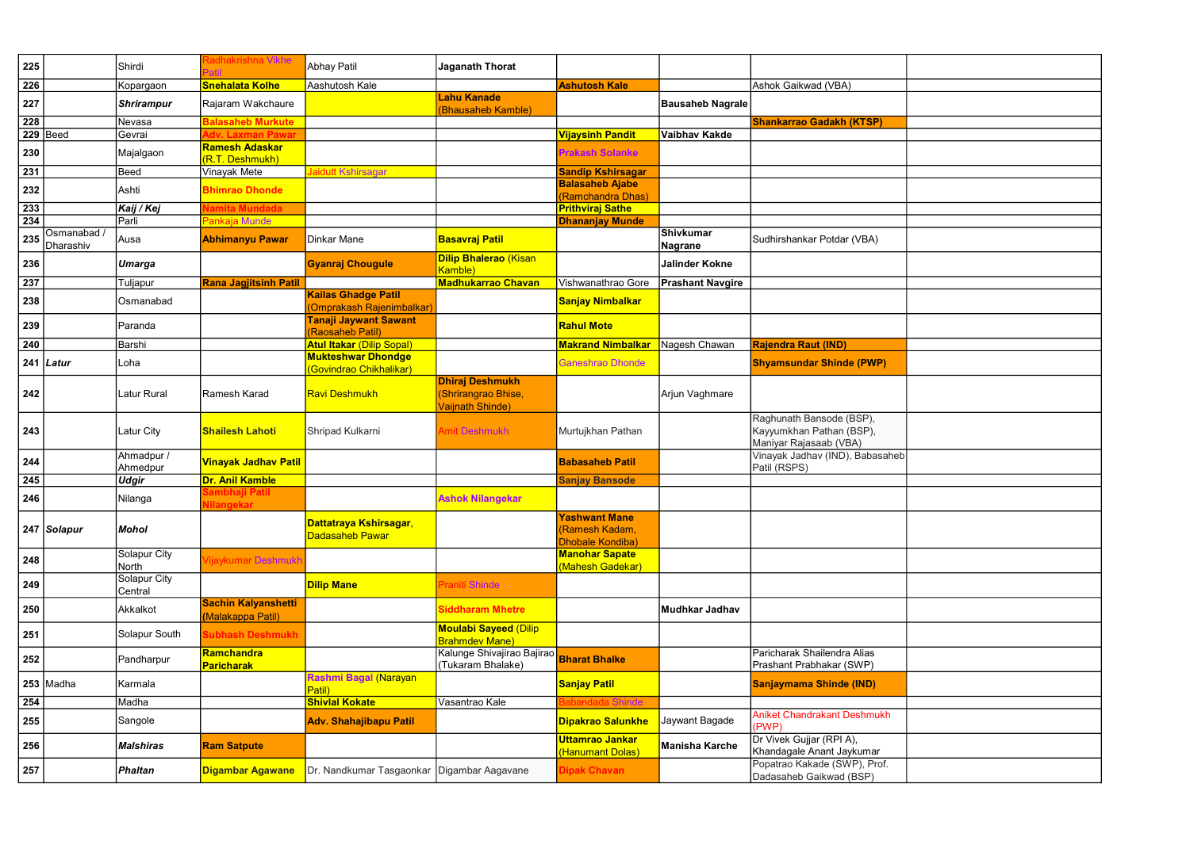| 225 | | Shirdi | Radhakrishna Vikhe Patil | Abhay Patil | **Jaganath Thorat** | | | | |
|---|---|---|---|---|---|---|---|---|---|
| 226 | | Kopargaon | **Snehalata Kolhe** | Aashutosh Kale | | **Ashutosh Kale** | | Ashok Gaikwad (VBA) | |
| 227 | | ***Shrirampur*** | Rajaram Wakchaure | | **Lahu Kanade** (Bhausaheb Kamble) | | **Bausaheb Nagrale** | | |
| 228 | | Nevasa | **Balasaheb Murkute** | | | | | **Shankarrao Gadakh (KTSP)** | |
| 229 | Beed | Gevrai | **Adv. Laxman Pawar** | | | **Vijaysinh Pandit** | **Vaibhav Kakde** | | |
| 230 | | Majalgaon | **Ramesh Adaskar** (R.T. Deshmukh) | | | **Prakash Solanke** | | | |
| 231 | | Beed | Vinayak Mete | Jaidutt Kshirsagar | | **Sandip Kshirsagar** | | | |
| 232 | | Ashti | **Bhimrao Dhonde** | | | **Balasaheb Ajabe** (Ramchandra Dhas) | | | |
| 233 | | ***Kaij / Kej*** | **Namita Mundada** | | | **Prithviraj Sathe** | | | |
| 234 | | Parli | Pankaja Munde | | | **Dhananjay Munde** | | | |
| 235 | Osmanabad / Dharashiv | Ausa | **Abhimanyu Pawar** | Dinkar Mane | **Basavraj Patil** | | **Shivkumar Nagrane** | Sudhirshankar Potdar (VBA) | |
| 236 | | ***Umarga*** | | **Gyanraj Chougule** | **Dilip Bhalerao** (Kisan Kamble) | | **Jalinder Kokne** | | |
| 237 | | Tuljapur | **Rana Jagjitsinh Patil** | | **Madhukarrao Chavan** | Vishwanathrao Gore | **Prashant Navgire** | | |
| 238 | | Osmanabad | | **Kailas Ghadge Patil** (Omprakash Rajenimbalkar) | | **Sanjay Nimbalkar** | | | |
| 239 | | Paranda | | **Tanaji Jaywant Sawant** (Raosaheb Patil) | | **Rahul Mote** | | | |
| 240 | | Barshi | | **Atul Itakar** (Dilip Sopal) | | **Makrand Nimbalkar** | Nagesh Chawan | **Rajendra Raut (IND)** | |
| 241 | ***Latur*** | Loha | | **Mukteshwar Dhondge** (Govindrao Chikhalikar) | | Ganeshrao Dhonde | | **Shyamsundar Shinde (PWP)** | |
| 242 | | Latur Rural | Ramesh Karad | Ravi Deshmukh | **Dhiraj Deshmukh** (Shrirangrao Bhise, Vaijnath Shinde) | | Arjun Vaghmare | | |
| 243 | | Latur City | **Shailesh Lahoti** | Shripad Kulkarni | Amit Deshmukh | Murtujkhan Pathan | | Raghunath Bansode (BSP), Kayyumkhan Pathan (BSP), Maniyar Rajasaab (VBA) | |
| 244 | | Ahmadpur / Ahmedpur | **Vinayak Jadhav Patil** | | | **Babasaheb Patil** | | Vinayak Jadhav (IND), Babasaheb Patil (RSPS) | |
| 245 | | ***Udgir*** | **Dr. Anil Kamble** | | | **Sanjay Bansode** | | | |
| 246 | | Nilanga | **Sambhaji Patil Nilangekar** | | **Ashok Nilangekar** | | | | |
| 247 | ***Solapur*** | ***Mohol*** | | **Dattatraya Kshirsagar**, Dadasaheb Pawar | | **Yashwant Mane** (Ramesh Kadam, Dhobale Kondiba) | | | |
| 248 | | Solapur City North | Vijaykumar Deshmukh | | | **Manohar Sapate** (Mahesh Gadekar) | | | |
| 249 | | Solapur City Central | | **Dilip Mane** | Praniti Shinde | | | | |
| 250 | | Akkalkot | **Sachin Kalyanshetti** (Malakappa Patil) | | **Siddharam Mhetre** | | **Mudhkar Jadhav** | | |
| 251 | | Solapur South | **Subhash Deshmukh** | | **Moulabi Sayeed** (Dilip Brahmdev Mane) | | | | |
| 252 | | Pandharpur | **Ramchandra Paricharak** | | Kalunge Shivajirao Bajirao (Tukaram Bhalake) | **Bharat Bhalke** | | Paricharak Shailendra Alias Prashant Prabhakar (SWP) | |
| 253 | Madha | Karmala | | **Rashmi Bagal** (Narayan Patil) | | **Sanjay Patil** | | **Sanjaymama Shinde (IND)** | |
| 254 | | Madha | | **Shivlal Kokate** | Vasantrao Kale | Babandada Shinde | | | |
| 255 | | Sangole | | **Adv. Shahajibapu Patil** | | **Dipakrao Salunkhe** | Jaywant Bagade | Aniket Chandrakant Deshmukh (PWP) | |
| 256 | | ***Malshiras*** | **Ram Satpute** | | | **Uttamrao Jankar** (Hanumant Dolas) | **Manisha Karche** | Dr Vivek Gujjar (RPI A), Khandagale Anant Jaykumar | |
| 257 | | ***Phaltan*** | **Digambar Agawane** | Dr. Nandkumar Tasgaonkar | Digambar Aagavane | **Dipak Chavan** | | Popatrao Kakade (SWP), Prof. Dadasaheb Gaikwad (BSP) | |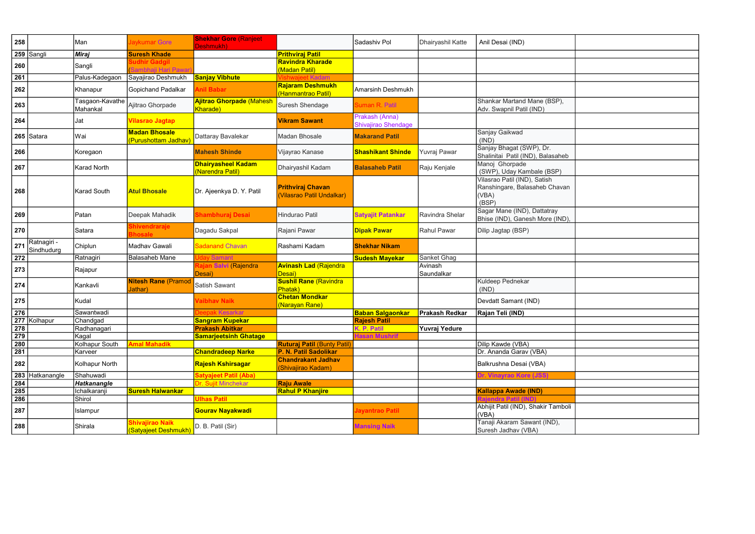| | | | | | | | | | |
|---|---|---|---|---|---|---|---|---|---|
| 258 | | Man | Jaykumar Gore | **Shekhar Gore** (Ranjeet Deshmukh) | | Sadashiv Pol | Dhairyashil Katte | Anil Desai (IND) | |
| 259 | Sangli | ***Miraj*** | **Suresh Khade** | | **Prithviraj Patil** | | | | |
| 260 | | Sangli | **Sudhir Gadgil** (Sambhaji Hari Pawar) | | **Ravindra Kharade** (Madan Patil) | | | | |
| 261 | | Palus-Kadegaon | Sayajirao Deshmukh | **Sanjay Vibhute** | Vishwajeet Kadam | | | | |
| 262 | | Khanapur | Gopichand Padalkar | **Anil Babar** | **Rajaram Deshmukh** (Hanmantrao Patil) | Amarsinh Deshmukh | | | |
| 263 | | Tasgaon-Kavathe Mahankal | Ajitrao Ghorpade | **Ajitrao Ghorpade** (Mahesh Kharade) | Suresh Shendage | Suman R. Patil | | Shankar Martand Mane (BSP), Adv. Swapnil Patil (IND) | |
| 264 | | Jat | **Vilasrao Jagtap** | | **Vikram Sawant** | Prakash (Anna) Shivajirao Shendage | | | |
| 265 | Satara | Wai | **Madan Bhosale** (Purushottam Jadhav) | Dattaray Bavalekar | Madan Bhosale | **Makarand Patil** | | Sanjay Gaikwad (IND) | |
| 266 | | Koregaon | | **Mahesh Shinde** | Vijayrao Kanase | **Shashikant Shinde** | Yuvraj Pawar | Sanjay Bhagat (SWP), Dr. Shalinitai Patil (IND), Balasaheb | |
| 267 | | Karad North | | **Dhairyasheel Kadam** (Narendra Patil) | Dhairyashil Kadam | **Balasaheb Patil** | Raju Kenjale | Manoj Ghorpade (SWP), Uday Kambale (BSP) | |
| 268 | | Karad South | **Atul Bhosale** | Dr. Ajeenkya D. Y. Patil | **Prithviraj Chavan** (Vilasrao Patil Undalkar) | | | Vilasrao Patil (IND), Satish Ranshingare, Balasaheb Chavan (VBA) (BSP) | |
| 269 | | Patan | Deepak Mahadik | **Shambhuraj Desai** | Hindurao Patil | **Satyajit Patankar** | Ravindra Shelar | Sagar Mane (IND), Dattatray Bhise (IND), Ganesh More (IND), | |
| 270 | | Satara | **Shivendraraje Bhosale** | Dagadu Sakpal | Rajani Pawar | **Dipak Pawar** | Rahul Pawar | Dilip Jagtap (BSP) | |
| 271 | Ratnagiri - Sindhudurg | Chiplun | Madhav Gawali | Sadanand Chavan | Rashami Kadam | **Shekhar Nikam** | | | |
| 272 | | Ratnagiri | Balasaheb Mane | Uday Samant | | **Sudesh Mayekar** | Sanket Ghag | | |
| 273 | | Rajapur | | **Rajan Salvi** (Rajendra Desai) | **Avinash Lad** (Rajendra Desai) | | Avinash Saundalkar | | |
| 274 | | Kankavli | **Nitesh Rane** (Pramod Jathar) | Satish Sawant | **Sushil Rane** (Ravindra Phatak) | | | Kuldeep Pednekar (IND) | |
| 275 | | Kudal | | **Vaibhav Naik** | **Chetan Mondkar** (Narayan Rane) | | | Devdatt Samant (IND) | |
| 276 | | Sawantwadi | | Deepak Kesarkar | | **Baban Salgaonkar** | **Prakash Redkar** | **Rajan Teli (IND)** | |
| 277 | Kolhapur | Chandgad | | **Sangram Kupekar** | | **Rajesh Patil** | | | |
| 278 | | Radhanagari | | **Prakash Abitkar** | | **K. P. Patil** | **Yuvraj Yedure** | | |
| 279 | | Kagal | | **Samarjeetsinh Ghatage** | | **Hasan Mushrif** | | | |
| 280 | | Kolhapur South | **Amal Mahadik** | | **Ruturaj Patil** (Bunty Patil) | | | Dilip Kawde (VBA) | |
| 281 | | Karveer | | **Chandradeep Narke** | **P. N. Patil Sadolikar** | | | Dr. Ananda Garav (VBA) | |
| 282 | | Kolhapur North | | **Rajesh Kshirsagar** | **Chandrakant Jadhav** (Shivajirao Kadam) | | | Balkrushna Desai (VBA) | |
| 283 | Hatkanangle | Shahuwadi | | **Satyajeet Patil (Aba)** | | | | **Dr. Vinayrao Kore (JSS)** | |
| 284 | | ***Hatkanangle*** | | Dr. Sujit Minchekar | **Raju Awale** | | | | |
| 285 | | Ichalkaranji | **Suresh Halwankar** | | **Rahul P Khanjire** | | | **Kallappa Awade (IND)** | |
| 286 | | Shirol | | **Ulhas Patil** | | | | **Rajendra Patil (IND)** | |
| 287 | | Islampur | | **Gourav Nayakwadi** | | **Jayantrao Patil** | | Abhijit Patil (IND), Shakir Tamboli (VBA) | |
| 288 | | Shirala | **Shivajirao Naik** (Satyajeet Deshmukh) | D. B. Patil (Sir) | | **Mansing Naik** | | Tanaji Akaram Sawant (IND), Suresh Jadhav (VBA) | |